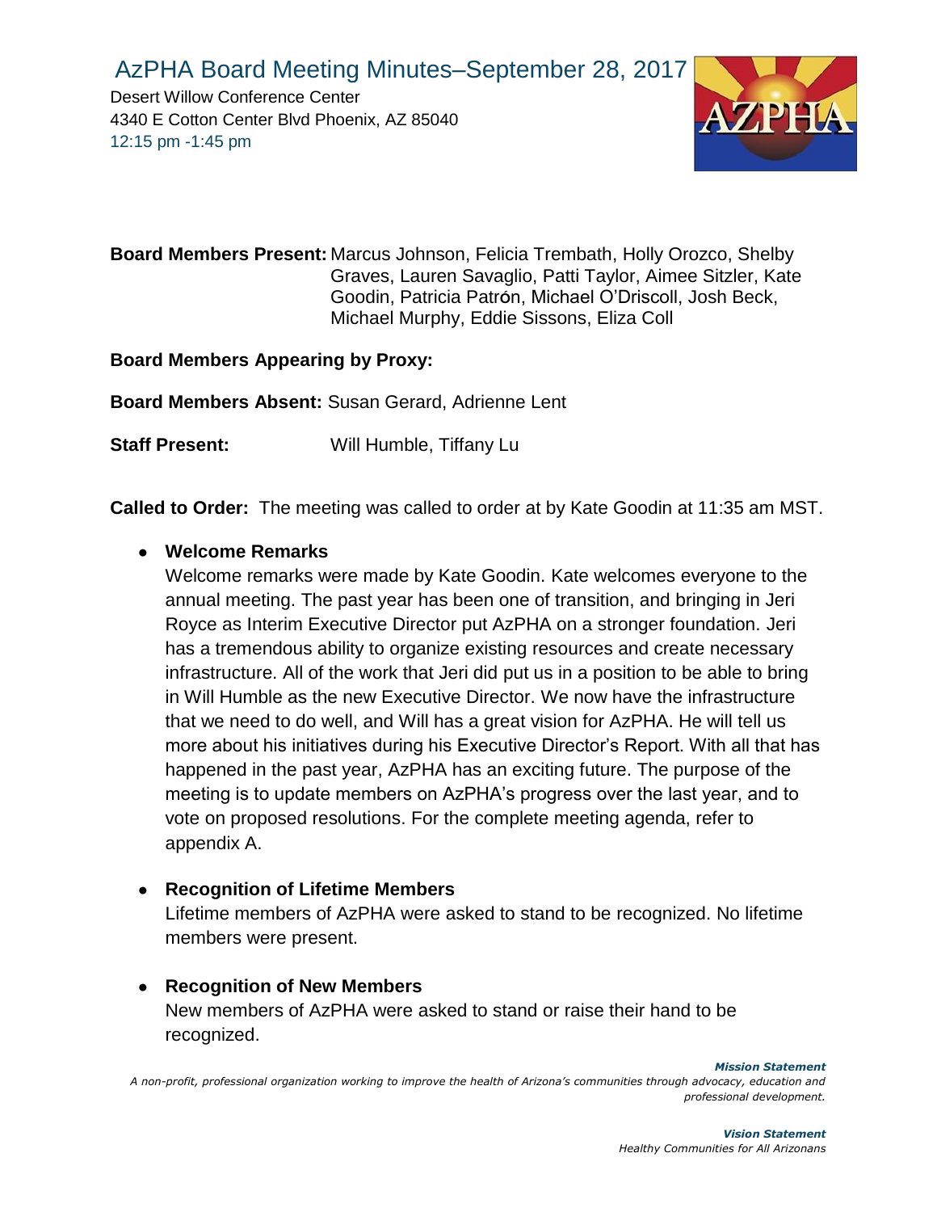# AzPHA Board Meeting Minutes–September 28, 2017

Desert Willow Conference Center
4340 E Cotton Center Blvd Phoenix, AZ 85040
12:15 pm -1:45 pm

**Board Members Present:** Marcus Johnson, Felicia Trembath, Holly Orozco, Shelby Graves, Lauren Savaglio, Patti Taylor, Aimee Sitzler, Kate Goodin, Patricia Patrón, Michael O'Driscoll, Josh Beck, Michael Murphy, Eddie Sissons, Eliza Coll

**Board Members Appearing by Proxy:**

**Board Members Absent:** Susan Gerard, Adrienne Lent

**Staff Present:** Will Humble, Tiffany Lu

**Called to Order:** The meeting was called to order at by Kate Goodin at 11:35 am MST.

- **Welcome Remarks**
  Welcome remarks were made by Kate Goodin. Kate welcomes everyone to the annual meeting. The past year has been one of transition, and bringing in Jeri Royce as Interim Executive Director put AzPHA on a stronger foundation. Jeri has a tremendous ability to organize existing resources and create necessary infrastructure. All of the work that Jeri did put us in a position to be able to bring in Will Humble as the new Executive Director. We now have the infrastructure that we need to do well, and Will has a great vision for AzPHA. He will tell us more about his initiatives during his Executive Director's Report. With all that has happened in the past year, AzPHA has an exciting future. The purpose of the meeting is to update members on AzPHA's progress over the last year, and to vote on proposed resolutions. For the complete meeting agenda, refer to appendix A.

- **Recognition of Lifetime Members**
  Lifetime members of AzPHA were asked to stand to be recognized. No lifetime members were present.

- **Recognition of New Members**
  New members of AzPHA were asked to stand or raise their hand to be recognized.

***Mission Statement***
*A non-profit, professional organization working to improve the health of Arizona's communities through advocacy, education and professional development.*

***Vision Statement***
*Healthy Communities for All Arizonans*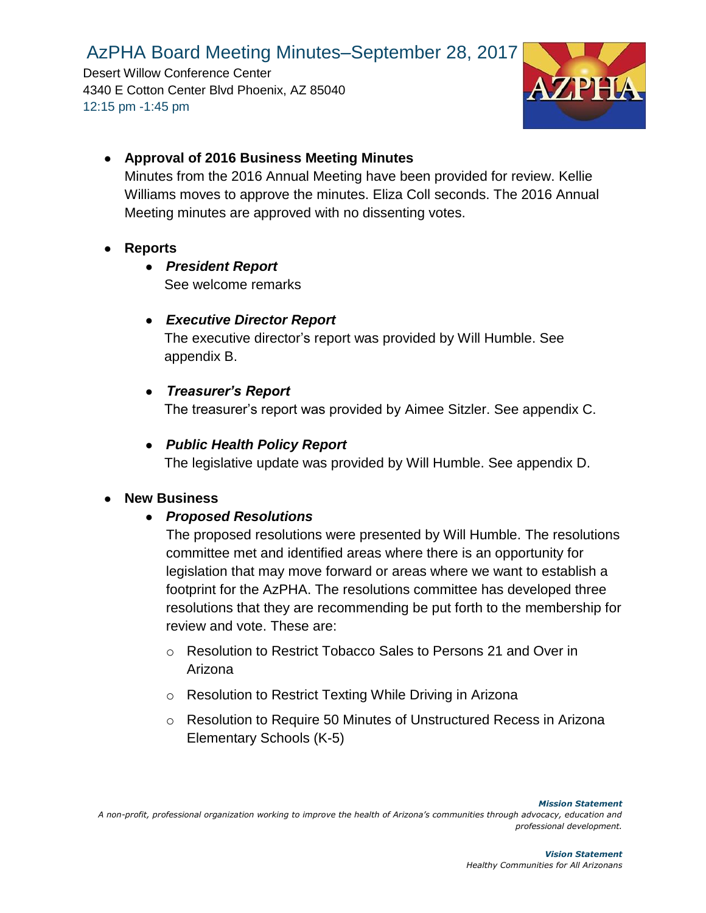- **Approval of 2016 Business Meeting Minutes**
  Minutes from the 2016 Annual Meeting have been provided for review. Kellie Williams moves to approve the minutes. Eliza Coll seconds. The 2016 Annual Meeting minutes are approved with no dissenting votes.

- **Reports**
  - ***President Report***
    See welcome remarks
  - ***Executive Director Report***
    The executive director's report was provided by Will Humble. See appendix B.
  - ***Treasurer's Report***
    The treasurer's report was provided by Aimee Sitzler. See appendix C.
  - ***Public Health Policy Report***
    The legislative update was provided by Will Humble. See appendix D.

- **New Business**
  - ***Proposed Resolutions***
    The proposed resolutions were presented by Will Humble. The resolutions committee met and identified areas where there is an opportunity for legislation that may move forward or areas where we want to establish a footprint for the AzPHA. The resolutions committee has developed three resolutions that they are recommending be put forth to the membership for review and vote. These are:
    - Resolution to Restrict Tobacco Sales to Persons 21 and Over in Arizona
    - Resolution to Restrict Texting While Driving in Arizona
    - Resolution to Require 50 Minutes of Unstructured Recess in Arizona Elementary Schools (K-5)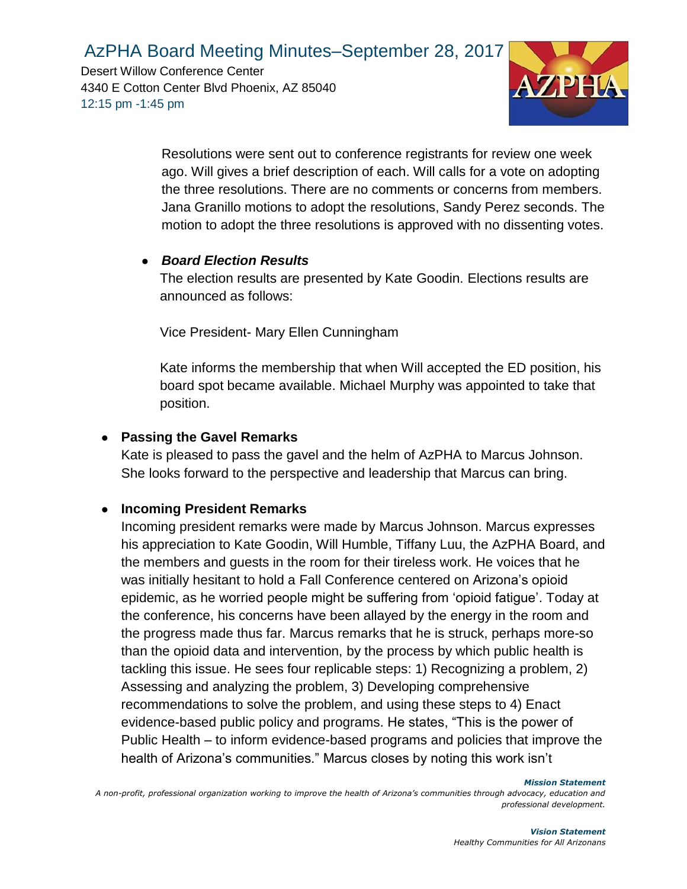Resolutions were sent out to conference registrants for review one week ago. Will gives a brief description of each. Will calls for a vote on adopting the three resolutions. There are no comments or concerns from members. Jana Granillo motions to adopt the resolutions, Sandy Perez seconds. The motion to adopt the three resolutions is approved with no dissenting votes.

- ***Board Election Results***

  The election results are presented by Kate Goodin. Elections results are announced as follows:

  Vice President- Mary Ellen Cunningham

  Kate informs the membership that when Will accepted the ED position, his board spot became available. Michael Murphy was appointed to take that position.

- **Passing the Gavel Remarks**

  Kate is pleased to pass the gavel and the helm of AzPHA to Marcus Johnson. She looks forward to the perspective and leadership that Marcus can bring.

- **Incoming President Remarks**

  Incoming president remarks were made by Marcus Johnson. Marcus expresses his appreciation to Kate Goodin, Will Humble, Tiffany Luu, the AzPHA Board, and the members and guests in the room for their tireless work. He voices that he was initially hesitant to hold a Fall Conference centered on Arizona's opioid epidemic, as he worried people might be suffering from 'opioid fatigue'. Today at the conference, his concerns have been allayed by the energy in the room and the progress made thus far. Marcus remarks that he is struck, perhaps more-so than the opioid data and intervention, by the process by which public health is tackling this issue. He sees four replicable steps: 1) Recognizing a problem, 2) Assessing and analyzing the problem, 3) Developing comprehensive recommendations to solve the problem, and using these steps to 4) Enact evidence-based public policy and programs. He states, "This is the power of Public Health – to inform evidence-based programs and policies that improve the health of Arizona's communities." Marcus closes by noting this work isn't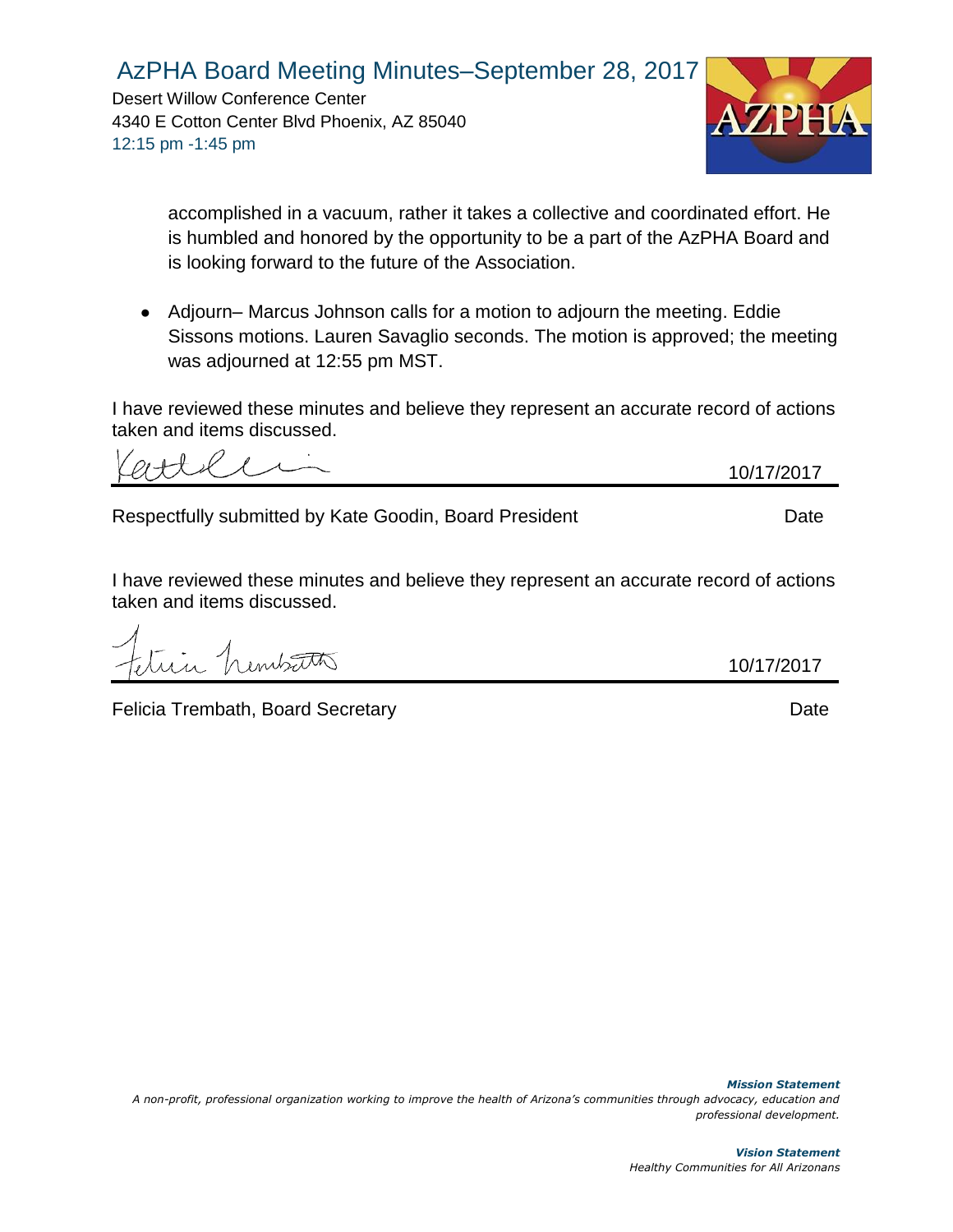accomplished in a vacuum, rather it takes a collective and coordinated effort. He is humbled and honored by the opportunity to be a part of the AzPHA Board and is looking forward to the future of the Association.

- Adjourn– Marcus Johnson calls for a motion to adjourn the meeting. Eddie Sissons motions. Lauren Savaglio seconds. The motion is approved; the meeting was adjourned at 12:55 pm MST.

I have reviewed these minutes and believe they represent an accurate record of actions taken and items discussed.

10/17/2017

Respectfully submitted by Kate Goodin, Board President — Date

I have reviewed these minutes and believe they represent an accurate record of actions taken and items discussed.

10/17/2017

Felicia Trembath, Board Secretary — Date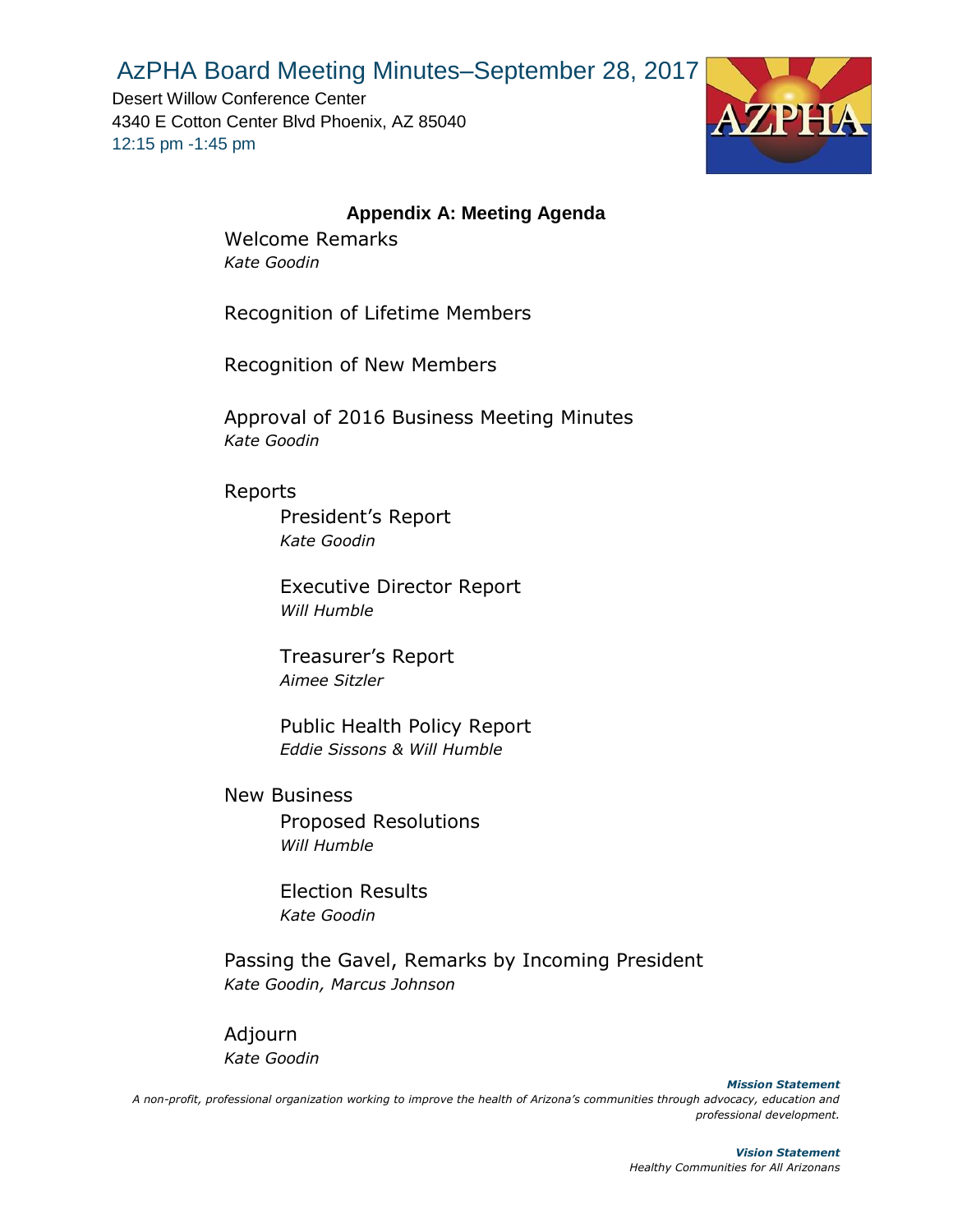# AzPHA Board Meeting Minutes–September 28, 2017

Desert Willow Conference Center
4340 E Cotton Center Blvd Phoenix, AZ 85040
12:15 pm -1:45 pm

## Appendix A: Meeting Agenda

Welcome Remarks
*Kate Goodin*

Recognition of Lifetime Members

Recognition of New Members

Approval of 2016 Business Meeting Minutes
*Kate Goodin*

Reports

- President's Report
  *Kate Goodin*

- Executive Director Report
  *Will Humble*

- Treasurer's Report
  *Aimee Sitzler*

- Public Health Policy Report
  *Eddie Sissons & Will Humble*

New Business

- Proposed Resolutions
  *Will Humble*

- Election Results
  *Kate Goodin*

Passing the Gavel, Remarks by Incoming President
*Kate Goodin, Marcus Johnson*

Adjourn
*Kate Goodin*

***Mission Statement***
*A non-profit, professional organization working to improve the health of Arizona's communities through advocacy, education and professional development.*

***Vision Statement***
*Healthy Communities for All Arizonans*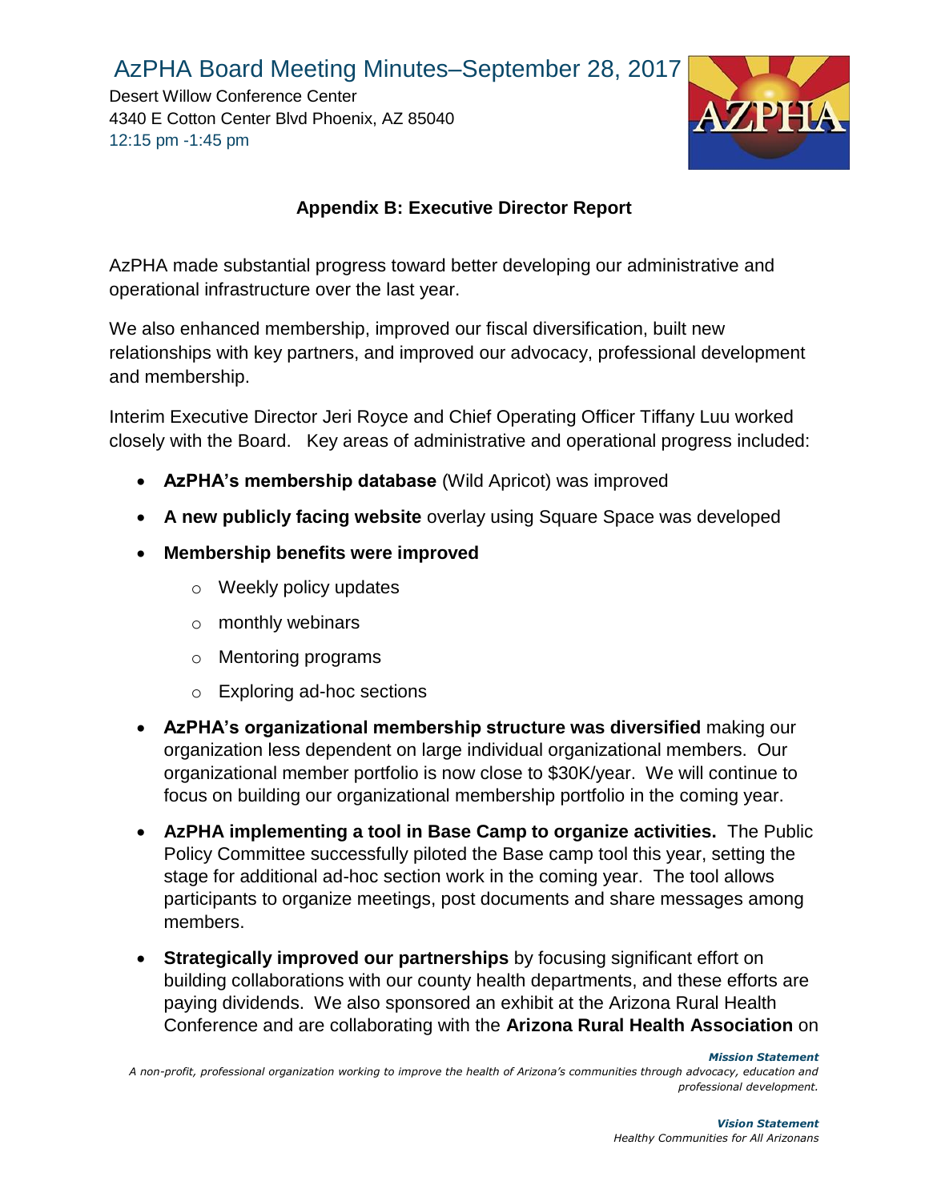# AzPHA Board Meeting Minutes–September 28, 2017

Desert Willow Conference Center
4340 E Cotton Center Blvd Phoenix, AZ 85040
12:15 pm -1:45 pm

## Appendix B: Executive Director Report

AzPHA made substantial progress toward better developing our administrative and operational infrastructure over the last year.

We also enhanced membership, improved our fiscal diversification, built new relationships with key partners, and improved our advocacy, professional development and membership.

Interim Executive Director Jeri Royce and Chief Operating Officer Tiffany Luu worked closely with the Board. Key areas of administrative and operational progress included:

- **AzPHA's membership database** (Wild Apricot) was improved
- **A new publicly facing website** overlay using Square Space was developed
- **Membership benefits were improved**
  - Weekly policy updates
  - monthly webinars
  - Mentoring programs
  - Exploring ad-hoc sections
- **AzPHA's organizational membership structure was diversified** making our organization less dependent on large individual organizational members. Our organizational member portfolio is now close to $30K/year. We will continue to focus on building our organizational membership portfolio in the coming year.
- **AzPHA implementing a tool in Base Camp to organize activities.** The Public Policy Committee successfully piloted the Base camp tool this year, setting the stage for additional ad-hoc section work in the coming year. The tool allows participants to organize meetings, post documents and share messages among members.
- **Strategically improved our partnerships** by focusing significant effort on building collaborations with our county health departments, and these efforts are paying dividends. We also sponsored an exhibit at the Arizona Rural Health Conference and are collaborating with the **Arizona Rural Health Association** on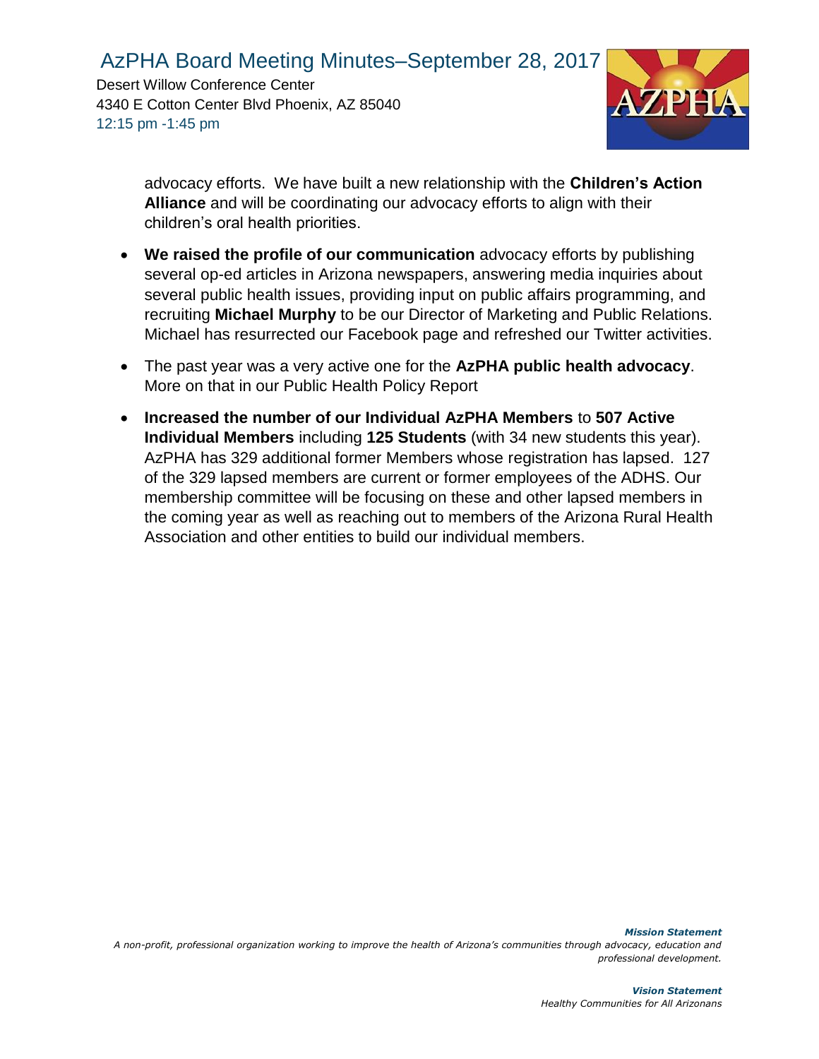advocacy efforts. We have built a new relationship with the **Children's Action Alliance** and will be coordinating our advocacy efforts to align with their children's oral health priorities.

- **We raised the profile of our communication** advocacy efforts by publishing several op-ed articles in Arizona newspapers, answering media inquiries about several public health issues, providing input on public affairs programming, and recruiting **Michael Murphy** to be our Director of Marketing and Public Relations. Michael has resurrected our Facebook page and refreshed our Twitter activities.
- The past year was a very active one for the **AzPHA public health advocacy**. More on that in our Public Health Policy Report
- **Increased the number of our Individual AzPHA Members** to **507 Active Individual Members** including **125 Students** (with 34 new students this year). AzPHA has 329 additional former Members whose registration has lapsed. 127 of the 329 lapsed members are current or former employees of the ADHS. Our membership committee will be focusing on these and other lapsed members in the coming year as well as reaching out to members of the Arizona Rural Health Association and other entities to build our individual members.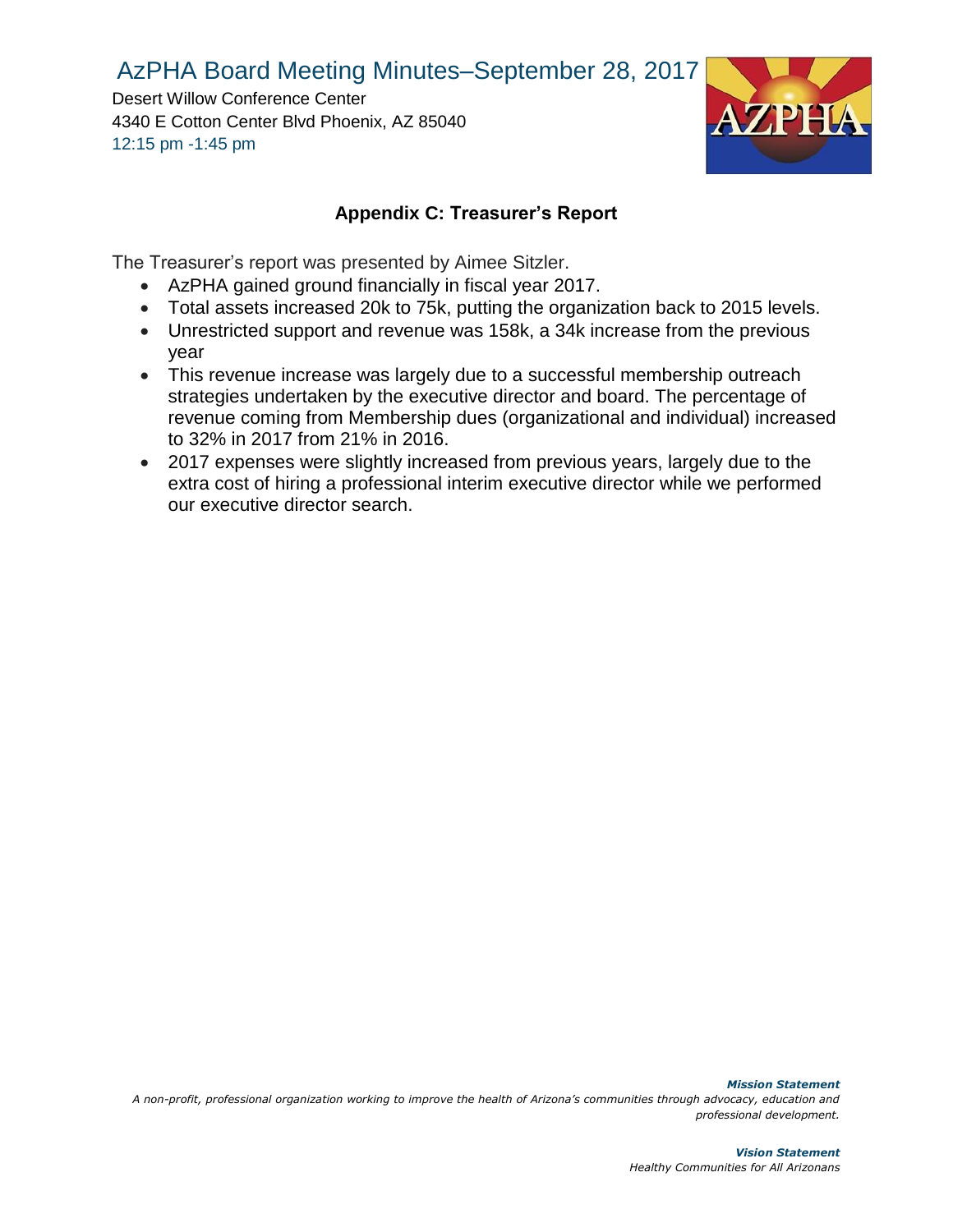## Appendix C: Treasurer's Report

The Treasurer's report was presented by Aimee Sitzler.

- AzPHA gained ground financially in fiscal year 2017.
- Total assets increased 20k to 75k, putting the organization back to 2015 levels.
- Unrestricted support and revenue was 158k, a 34k increase from the previous year
- This revenue increase was largely due to a successful membership outreach strategies undertaken by the executive director and board. The percentage of revenue coming from Membership dues (organizational and individual) increased to 32% in 2017 from 21% in 2016.
- 2017 expenses were slightly increased from previous years, largely due to the extra cost of hiring a professional interim executive director while we performed our executive director search.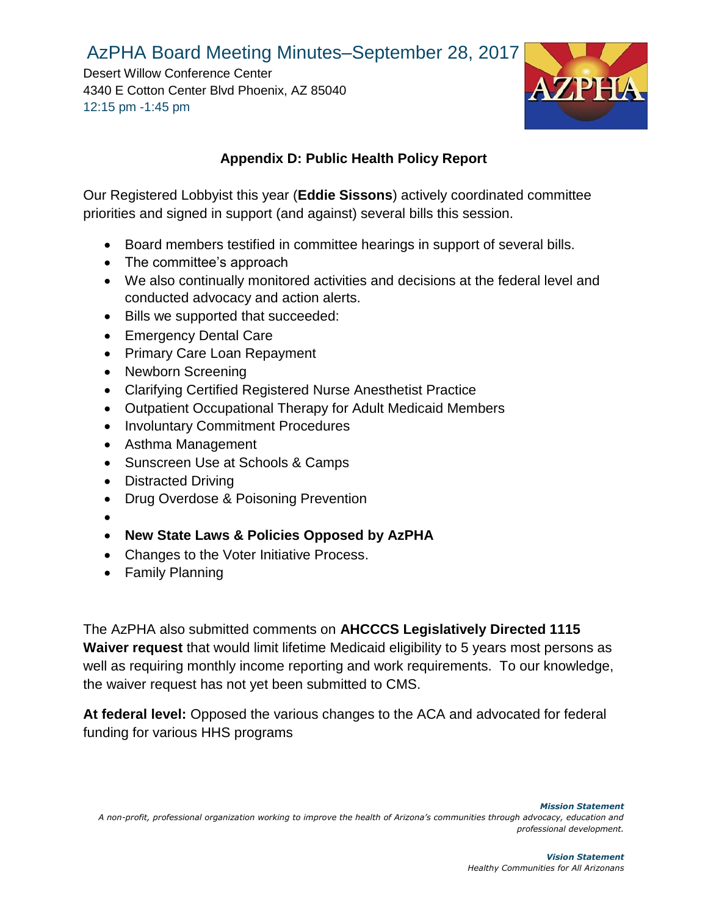# AzPHA Board Meeting Minutes–September 28, 2017

Desert Willow Conference Center
4340 E Cotton Center Blvd Phoenix, AZ 85040
12:15 pm -1:45 pm

## Appendix D: Public Health Policy Report

Our Registered Lobbyist this year (**Eddie Sissons**) actively coordinated committee priorities and signed in support (and against) several bills this session.

- Board members testified in committee hearings in support of several bills.
- The committee's approach
- We also continually monitored activities and decisions at the federal level and conducted advocacy and action alerts.
- Bills we supported that succeeded:
- Emergency Dental Care
- Primary Care Loan Repayment
- Newborn Screening
- Clarifying Certified Registered Nurse Anesthetist Practice
- Outpatient Occupational Therapy for Adult Medicaid Members
- Involuntary Commitment Procedures
- Asthma Management
- Sunscreen Use at Schools & Camps
- Distracted Driving
- Drug Overdose & Poisoning Prevention
- 
- **New State Laws & Policies Opposed by AzPHA**
- Changes to the Voter Initiative Process.
- Family Planning

The AzPHA also submitted comments on **AHCCCS Legislatively Directed 1115 Waiver request** that would limit lifetime Medicaid eligibility to 5 years most persons as well as requiring monthly income reporting and work requirements. To our knowledge, the waiver request has not yet been submitted to CMS.

**At federal level:** Opposed the various changes to the ACA and advocated for federal funding for various HHS programs

***Mission Statement***
*A non-profit, professional organization working to improve the health of Arizona's communities through advocacy, education and professional development.*

***Vision Statement***
*Healthy Communities for All Arizonans*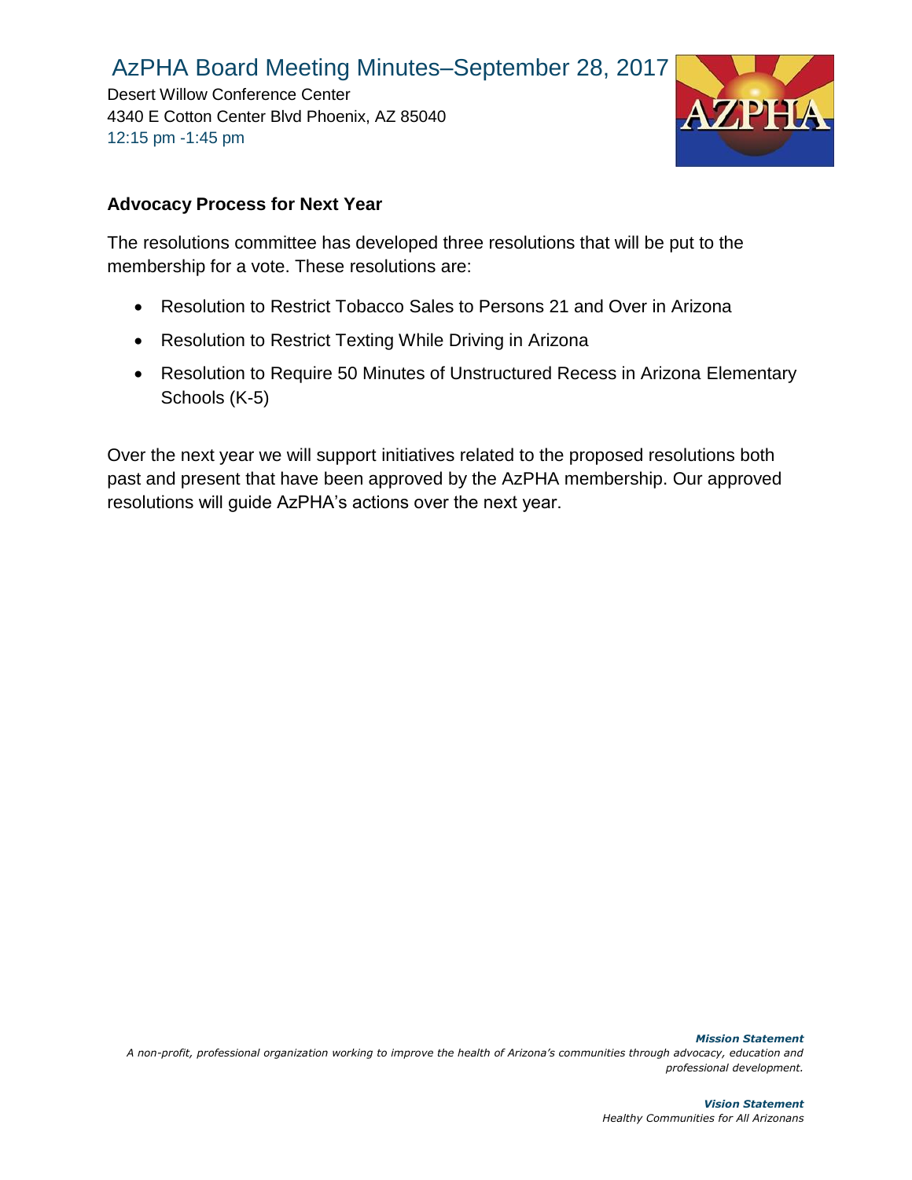## Advocacy Process for Next Year

The resolutions committee has developed three resolutions that will be put to the membership for a vote. These resolutions are:

- Resolution to Restrict Tobacco Sales to Persons 21 and Over in Arizona
- Resolution to Restrict Texting While Driving in Arizona
- Resolution to Require 50 Minutes of Unstructured Recess in Arizona Elementary Schools (K-5)

Over the next year we will support initiatives related to the proposed resolutions both past and present that have been approved by the AzPHA membership. Our approved resolutions will guide AzPHA's actions over the next year.